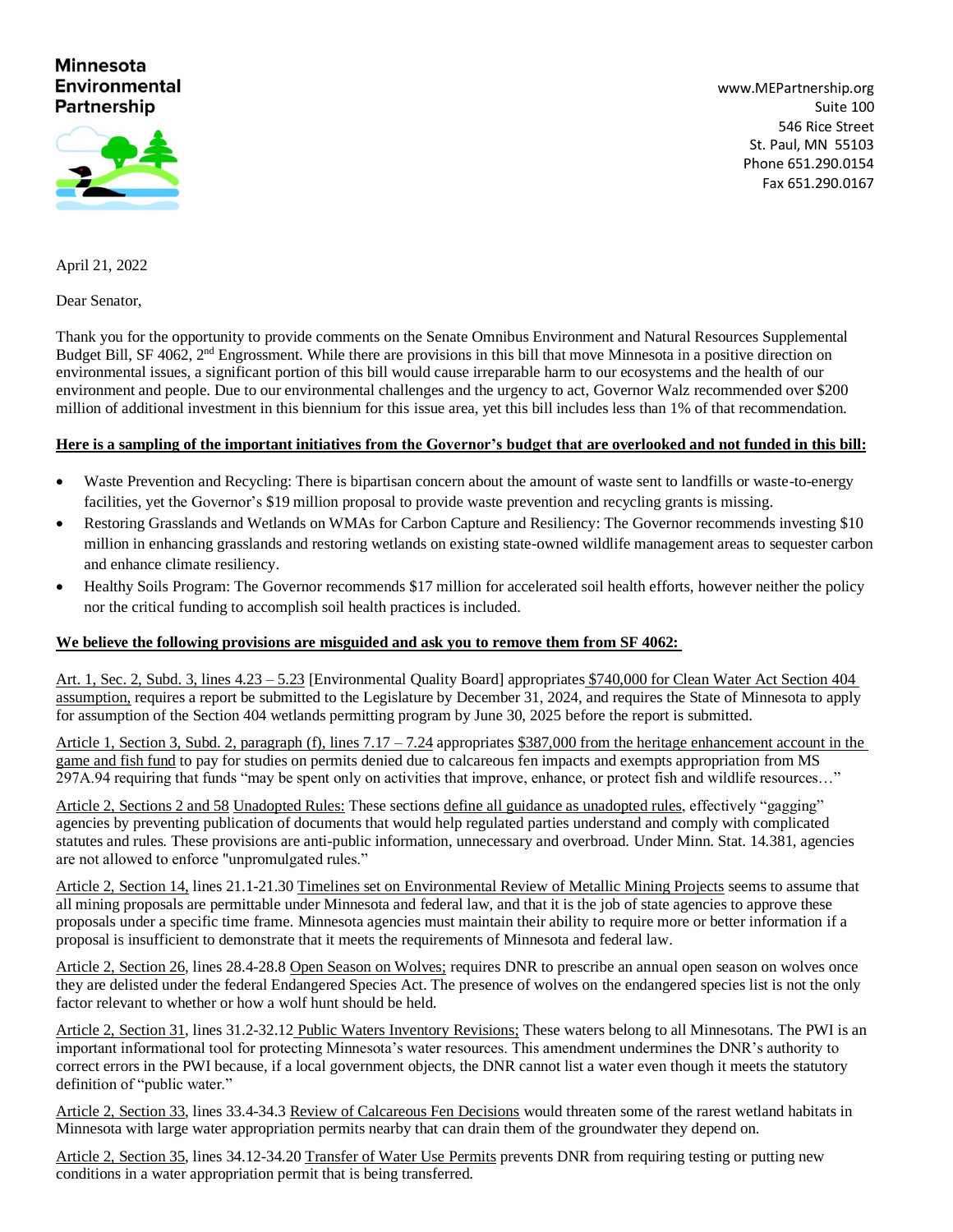**Minnesota Environmental Partnership**

www.MEPartnership.org
Suite 100
546 Rice Street
St. Paul, MN 55103
Phone 651.290.0154
Fax 651.290.0167

April 21, 2022

Dear Senator,

Thank you for the opportunity to provide comments on the Senate Omnibus Environment and Natural Resources Supplemental Budget Bill, SF 4062, 2nd Engrossment. While there are provisions in this bill that move Minnesota in a positive direction on environmental issues, a significant portion of this bill would cause irreparable harm to our ecosystems and the health of our environment and people. Due to our environmental challenges and the urgency to act, Governor Walz recommended over $200 million of additional investment in this biennium for this issue area, yet this bill includes less than 1% of that recommendation.

**Here is a sampling of the important initiatives from the Governor's budget that are overlooked and not funded in this bill:**

- Waste Prevention and Recycling: There is bipartisan concern about the amount of waste sent to landfills or waste-to-energy facilities, yet the Governor's $19 million proposal to provide waste prevention and recycling grants is missing.
- Restoring Grasslands and Wetlands on WMAs for Carbon Capture and Resiliency: The Governor recommends investing $10 million in enhancing grasslands and restoring wetlands on existing state-owned wildlife management areas to sequester carbon and enhance climate resiliency.
- Healthy Soils Program: The Governor recommends $17 million for accelerated soil health efforts, however neither the policy nor the critical funding to accomplish soil health practices is included.

**We believe the following provisions are misguided and ask you to remove them from SF 4062:**

Art. 1, Sec. 2, Subd. 3, lines 4.23 – 5.23 [Environmental Quality Board] appropriates $740,000 for Clean Water Act Section 404 assumption, requires a report be submitted to the Legislature by December 31, 2024, and requires the State of Minnesota to apply for assumption of the Section 404 wetlands permitting program by June 30, 2025 before the report is submitted.

Article 1, Section 3, Subd. 2, paragraph (f), lines 7.17 – 7.24 appropriates $387,000 from the heritage enhancement account in the game and fish fund to pay for studies on permits denied due to calcareous fen impacts and exempts appropriation from MS 297A.94 requiring that funds "may be spent only on activities that improve, enhance, or protect fish and wildlife resources…"

Article 2, Sections 2 and 58 Unadopted Rules: These sections define all guidance as unadopted rules, effectively "gagging" agencies by preventing publication of documents that would help regulated parties understand and comply with complicated statutes and rules. These provisions are anti-public information, unnecessary and overbroad. Under Minn. Stat. 14.381, agencies are not allowed to enforce "unpromulgated rules."

Article 2, Section 14, lines 21.1-21.30 Timelines set on Environmental Review of Metallic Mining Projects seems to assume that all mining proposals are permittable under Minnesota and federal law, and that it is the job of state agencies to approve these proposals under a specific time frame. Minnesota agencies must maintain their ability to require more or better information if a proposal is insufficient to demonstrate that it meets the requirements of Minnesota and federal law.

Article 2, Section 26, lines 28.4-28.8 Open Season on Wolves; requires DNR to prescribe an annual open season on wolves once they are delisted under the federal Endangered Species Act. The presence of wolves on the endangered species list is not the only factor relevant to whether or how a wolf hunt should be held.

Article 2, Section 31, lines 31.2-32.12 Public Waters Inventory Revisions; These waters belong to all Minnesotans. The PWI is an important informational tool for protecting Minnesota's water resources. This amendment undermines the DNR's authority to correct errors in the PWI because, if a local government objects, the DNR cannot list a water even though it meets the statutory definition of "public water."

Article 2, Section 33, lines 33.4-34.3 Review of Calcareous Fen Decisions would threaten some of the rarest wetland habitats in Minnesota with large water appropriation permits nearby that can drain them of the groundwater they depend on.

Article 2, Section 35, lines 34.12-34.20 Transfer of Water Use Permits prevents DNR from requiring testing or putting new conditions in a water appropriation permit that is being transferred.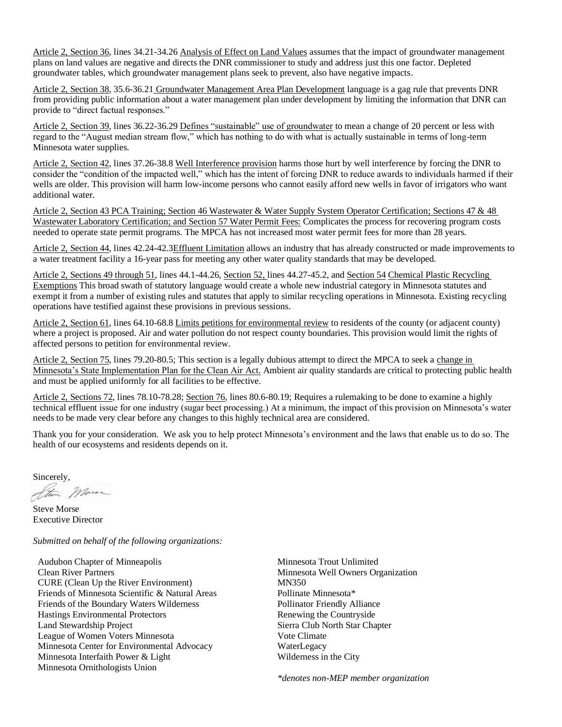Article 2, Section 36, lines 34.21-34.26 Analysis of Effect on Land Values assumes that the impact of groundwater management plans on land values are negative and directs the DNR commissioner to study and address just this one factor. Depleted groundwater tables, which groundwater management plans seek to prevent, also have negative impacts.

Article 2, Section 38, 35.6-36.21 Groundwater Management Area Plan Development language is a gag rule that prevents DNR from providing public information about a water management plan under development by limiting the information that DNR can provide to "direct factual responses."

Article 2, Section 39, lines 36.22-36.29 Defines "sustainable" use of groundwater to mean a change of 20 percent or less with regard to the "August median stream flow," which has nothing to do with what is actually sustainable in terms of long-term Minnesota water supplies.

Article 2, Section 42, lines 37.26-38.8 Well Interference provision harms those hurt by well interference by forcing the DNR to consider the "condition of the impacted well," which has the intent of forcing DNR to reduce awards to individuals harmed if their wells are older. This provision will harm low-income persons who cannot easily afford new wells in favor of irrigators who want additional water.

Article 2, Section 43 PCA Training; Section 46 Wastewater & Water Supply System Operator Certification; Sections 47 & 48 Wastewater Laboratory Certification; and Section 57 Water Permit Fees: Complicates the process for recovering program costs needed to operate state permit programs. The MPCA has not increased most water permit fees for more than 28 years.

Article 2, Section 44, lines 42.24-42.3Effluent Limitation allows an industry that has already constructed or made improvements to a water treatment facility a 16-year pass for meeting any other water quality standards that may be developed.

Article 2, Sections 49 through 51, lines 44.1-44.26, Section 52, lines 44.27-45.2, and Section 54 Chemical Plastic Recycling Exemptions This broad swath of statutory language would create a whole new industrial category in Minnesota statutes and exempt it from a number of existing rules and statutes that apply to similar recycling operations in Minnesota. Existing recycling operations have testified against these provisions in previous sessions.

Article 2, Section 61, lines 64.10-68.8 Limits petitions for environmental review to residents of the county (or adjacent county) where a project is proposed. Air and water pollution do not respect county boundaries. This provision would limit the rights of affected persons to petition for environmental review.

Article 2, Section 75, lines 79.20-80.5; This section is a legally dubious attempt to direct the MPCA to seek a change in Minnesota's State Implementation Plan for the Clean Air Act. Ambient air quality standards are critical to protecting public health and must be applied uniformly for all facilities to be effective.

Article 2, Sections 72, lines 78.10-78.28; Section 76, lines 80.6-80.19; Requires a rulemaking to be done to examine a highly technical effluent issue for one industry (sugar beet processing.) At a minimum, the impact of this provision on Minnesota's water needs to be made very clear before any changes to this highly technical area are considered.

Thank you for your consideration. We ask you to help protect Minnesota's environment and the laws that enable us to do so. The health of our ecosystems and residents depends on it.

Sincerely,

Steve Morse
Executive Director

*Submitted on behalf of the following organizations:*

- Audubon Chapter of Minneapolis
- Clean River Partners
- CURE (Clean Up the River Environment)
- Friends of Minnesota Scientific & Natural Areas
- Friends of the Boundary Waters Wilderness
- Hastings Environmental Protectors
- Land Stewardship Project
- League of Women Voters Minnesota
- Minnesota Center for Environmental Advocacy
- Minnesota Interfaith Power & Light
- Minnesota Ornithologists Union
- Minnesota Trout Unlimited
- Minnesota Well Owners Organization
- MN350
- Pollinate Minnesota*
- Pollinator Friendly Alliance
- Renewing the Countryside
- Sierra Club North Star Chapter
- Vote Climate
- WaterLegacy
- Wilderness in the City

*\*denotes non-MEP member organization*